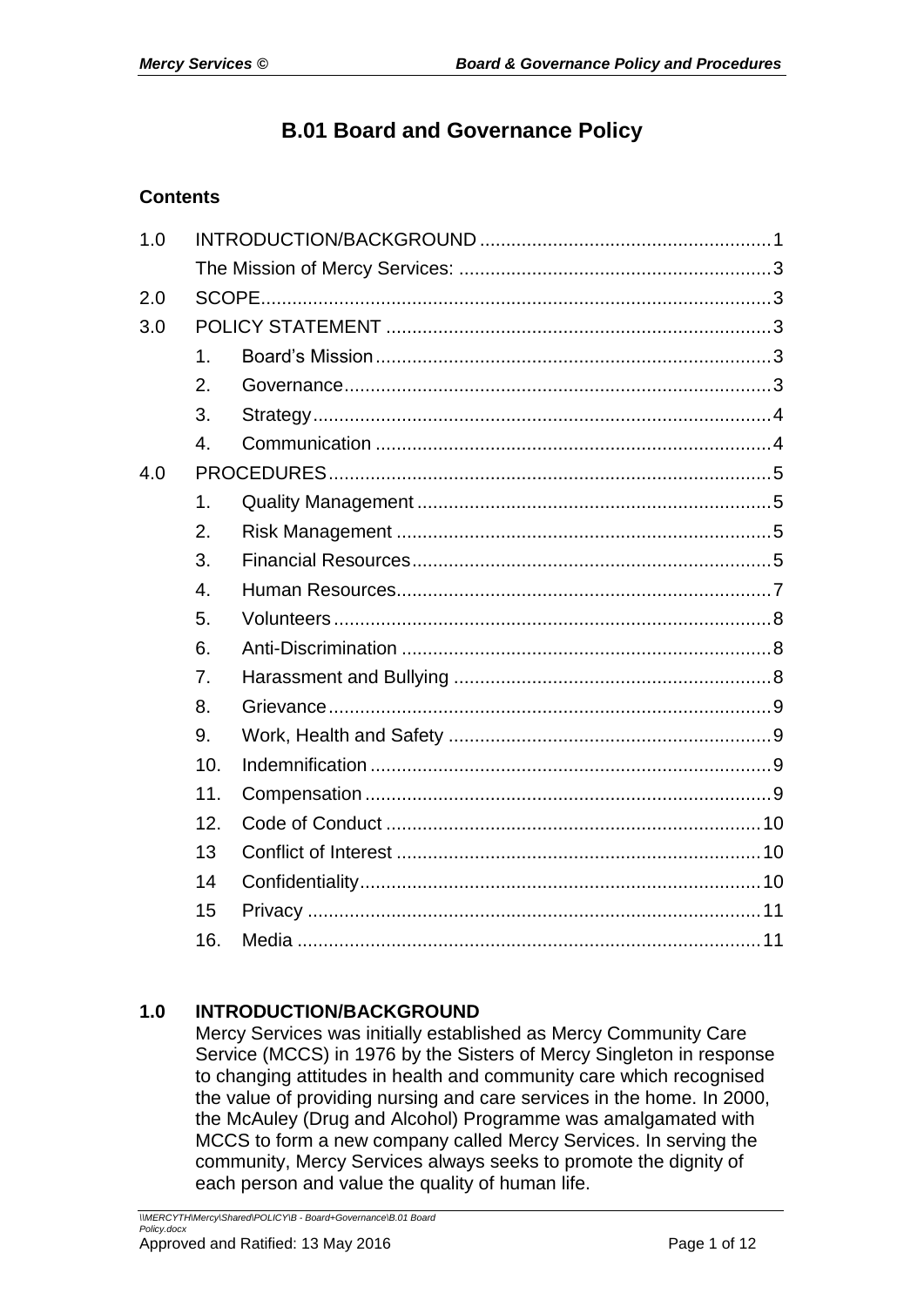# B.01 Board and Governance Policy

## Contents

| | | | |
|---|---|---|---|
| 1.0 | INTRODUCTION/BACKGROUND | | 1 |
| | The Mission of Mercy Services: | | 3 |
| 2.0 | SCOPE | | 3 |
| 3.0 | POLICY STATEMENT | | 3 |
| | 1. | Board's Mission | 3 |
| | 2. | Governance | 3 |
| | 3. | Strategy | 4 |
| | 4. | Communication | 4 |
| 4.0 | PROCEDURES | | 5 |
| | 1. | Quality Management | 5 |
| | 2. | Risk Management | 5 |
| | 3. | Financial Resources | 5 |
| | 4. | Human Resources | 7 |
| | 5. | Volunteers | 8 |
| | 6. | Anti-Discrimination | 8 |
| | 7. | Harassment and Bullying | 8 |
| | 8. | Grievance | 9 |
| | 9. | Work, Health and Safety | 9 |
| | 10. | Indemnification | 9 |
| | 11. | Compensation | 9 |
| | 12. | Code of Conduct | 10 |
| | 13 | Conflict of Interest | 10 |
| | 14 | Confidentiality | 10 |
| | 15 | Privacy | 11 |
| | 16. | Media | 11 |

## 1.0 INTRODUCTION/BACKGROUND

Mercy Services was initially established as Mercy Community Care Service (MCCS) in 1976 by the Sisters of Mercy Singleton in response to changing attitudes in health and community care which recognised the value of providing nursing and care services in the home. In 2000, the McAuley (Drug and Alcohol) Programme was amalgamated with MCCS to form a new company called Mercy Services. In serving the community, Mercy Services always seeks to promote the dignity of each person and value the quality of human life.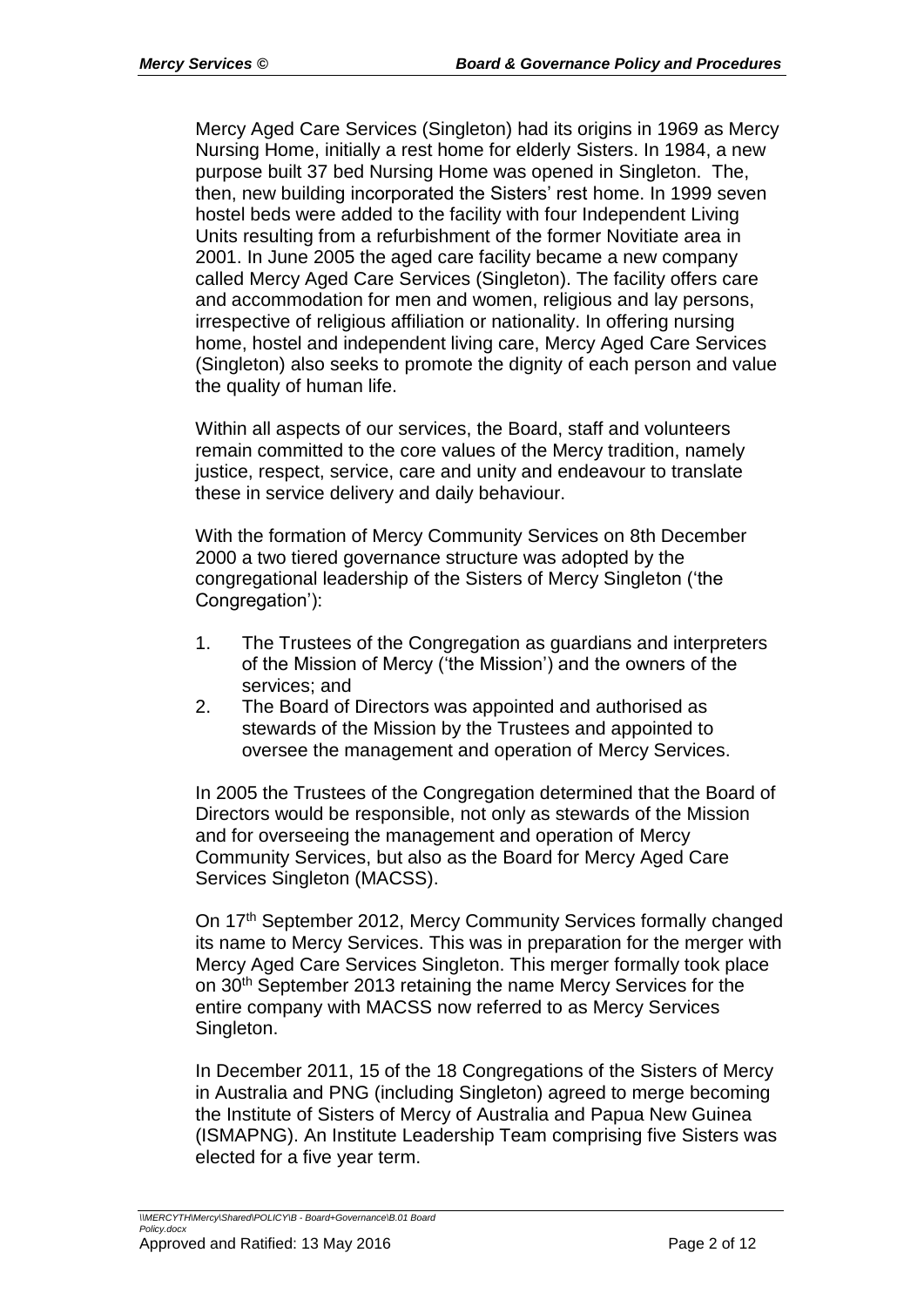Mercy Aged Care Services (Singleton) had its origins in 1969 as Mercy Nursing Home, initially a rest home for elderly Sisters. In 1984, a new purpose built 37 bed Nursing Home was opened in Singleton. The, then, new building incorporated the Sisters' rest home. In 1999 seven hostel beds were added to the facility with four Independent Living Units resulting from a refurbishment of the former Novitiate area in 2001. In June 2005 the aged care facility became a new company called Mercy Aged Care Services (Singleton). The facility offers care and accommodation for men and women, religious and lay persons, irrespective of religious affiliation or nationality. In offering nursing home, hostel and independent living care, Mercy Aged Care Services (Singleton) also seeks to promote the dignity of each person and value the quality of human life.

Within all aspects of our services, the Board, staff and volunteers remain committed to the core values of the Mercy tradition, namely justice, respect, service, care and unity and endeavour to translate these in service delivery and daily behaviour.

With the formation of Mercy Community Services on 8th December 2000 a two tiered governance structure was adopted by the congregational leadership of the Sisters of Mercy Singleton ('the Congregation'):

1. The Trustees of the Congregation as guardians and interpreters of the Mission of Mercy ('the Mission') and the owners of the services; and
2. The Board of Directors was appointed and authorised as stewards of the Mission by the Trustees and appointed to oversee the management and operation of Mercy Services.

In 2005 the Trustees of the Congregation determined that the Board of Directors would be responsible, not only as stewards of the Mission and for overseeing the management and operation of Mercy Community Services, but also as the Board for Mercy Aged Care Services Singleton (MACSS).

On 17th September 2012, Mercy Community Services formally changed its name to Mercy Services. This was in preparation for the merger with Mercy Aged Care Services Singleton. This merger formally took place on 30th September 2013 retaining the name Mercy Services for the entire company with MACSS now referred to as Mercy Services Singleton.

In December 2011, 15 of the 18 Congregations of the Sisters of Mercy in Australia and PNG (including Singleton) agreed to merge becoming the Institute of Sisters of Mercy of Australia and Papua New Guinea (ISMAPNG). An Institute Leadership Team comprising five Sisters was elected for a five year term.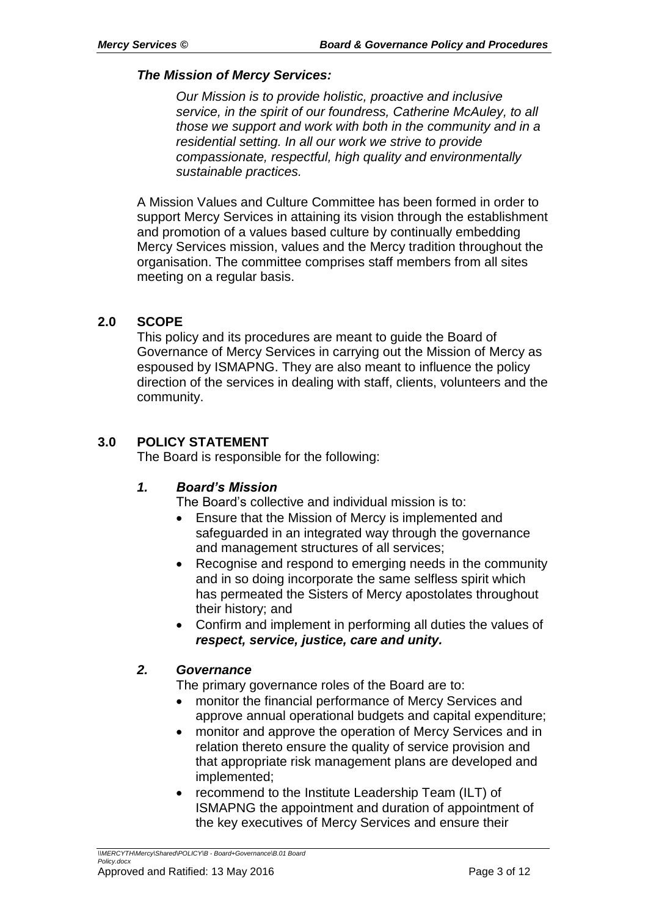***The Mission of Mercy Services:***

> *Our Mission is to provide holistic, proactive and inclusive service, in the spirit of our foundress, Catherine McAuley, to all those we support and work with both in the community and in a residential setting. In all our work we strive to provide compassionate, respectful, high quality and environmentally sustainable practices.*

A Mission Values and Culture Committee has been formed in order to support Mercy Services in attaining its vision through the establishment and promotion of a values based culture by continually embedding Mercy Services mission, values and the Mercy tradition throughout the organisation. The committee comprises staff members from all sites meeting on a regular basis.

## 2.0 SCOPE

This policy and its procedures are meant to guide the Board of Governance of Mercy Services in carrying out the Mission of Mercy as espoused by ISMAPNG. They are also meant to influence the policy direction of the services in dealing with staff, clients, volunteers and the community.

## 3.0 POLICY STATEMENT

The Board is responsible for the following:

### *1. Board's Mission*

The Board's collective and individual mission is to:

- Ensure that the Mission of Mercy is implemented and safeguarded in an integrated way through the governance and management structures of all services;
- Recognise and respond to emerging needs in the community and in so doing incorporate the same selfless spirit which has permeated the Sisters of Mercy apostolates throughout their history; and
- Confirm and implement in performing all duties the values of ***respect, service, justice, care and unity.***

### *2. Governance*

The primary governance roles of the Board are to:

- monitor the financial performance of Mercy Services and approve annual operational budgets and capital expenditure;
- monitor and approve the operation of Mercy Services and in relation thereto ensure the quality of service provision and that appropriate risk management plans are developed and implemented;
- recommend to the Institute Leadership Team (ILT) of ISMAPNG the appointment and duration of appointment of the key executives of Mercy Services and ensure their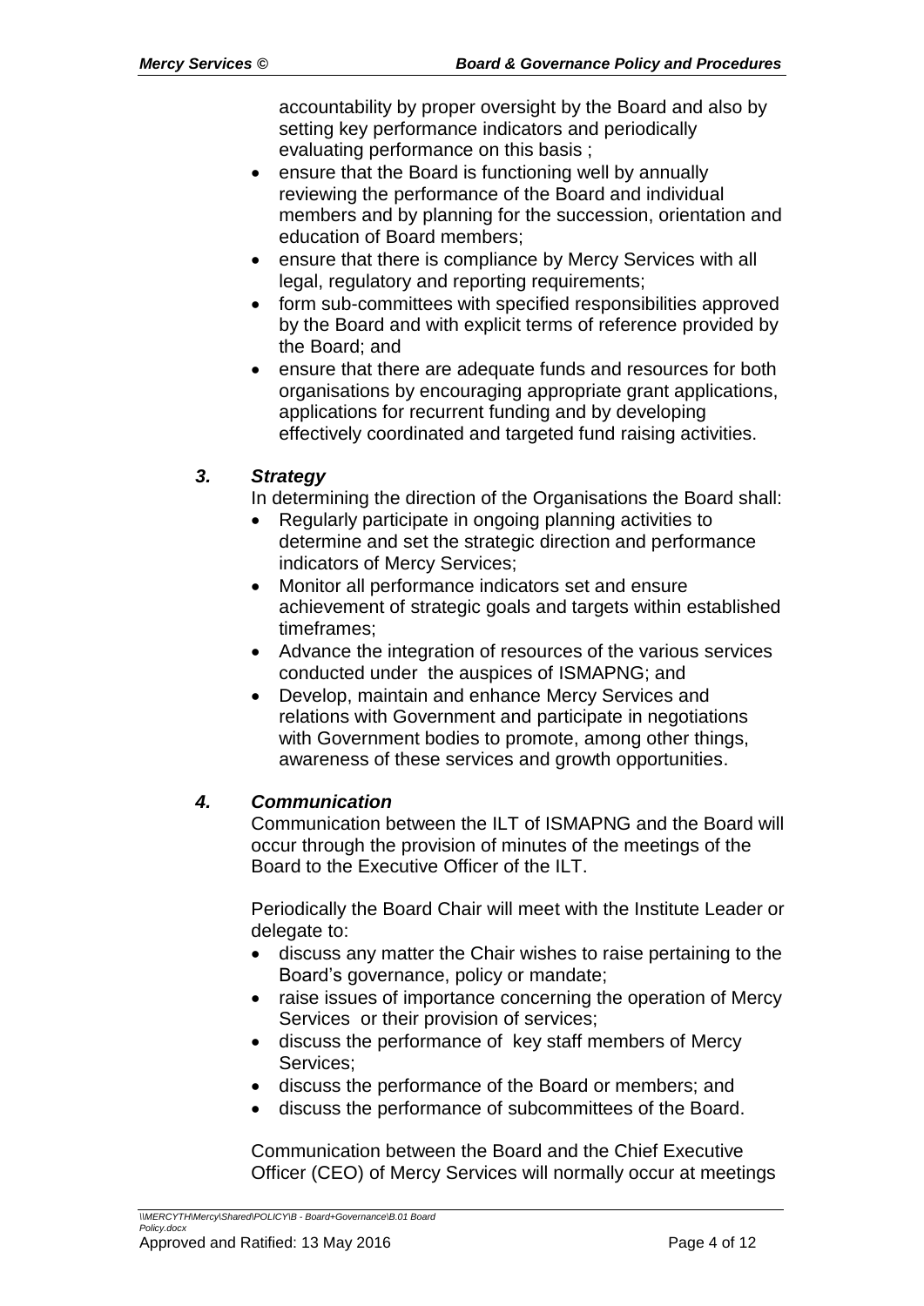accountability by proper oversight by the Board and also by setting key performance indicators and periodically evaluating performance on this basis ;

- ensure that the Board is functioning well by annually reviewing the performance of the Board and individual members and by planning for the succession, orientation and education of Board members;
- ensure that there is compliance by Mercy Services with all legal, regulatory and reporting requirements;
- form sub-committees with specified responsibilities approved by the Board and with explicit terms of reference provided by the Board; and
- ensure that there are adequate funds and resources for both organisations by encouraging appropriate grant applications, applications for recurrent funding and by developing effectively coordinated and targeted fund raising activities.

### *3. Strategy*

In determining the direction of the Organisations the Board shall:

- Regularly participate in ongoing planning activities to determine and set the strategic direction and performance indicators of Mercy Services;
- Monitor all performance indicators set and ensure achievement of strategic goals and targets within established timeframes;
- Advance the integration of resources of the various services conducted under the auspices of ISMAPNG; and
- Develop, maintain and enhance Mercy Services and relations with Government and participate in negotiations with Government bodies to promote, among other things, awareness of these services and growth opportunities.

### *4. Communication*

Communication between the ILT of ISMAPNG and the Board will occur through the provision of minutes of the meetings of the Board to the Executive Officer of the ILT.

Periodically the Board Chair will meet with the Institute Leader or delegate to:

- discuss any matter the Chair wishes to raise pertaining to the Board's governance, policy or mandate;
- raise issues of importance concerning the operation of Mercy Services or their provision of services;
- discuss the performance of key staff members of Mercy Services;
- discuss the performance of the Board or members; and
- discuss the performance of subcommittees of the Board.

Communication between the Board and the Chief Executive Officer (CEO) of Mercy Services will normally occur at meetings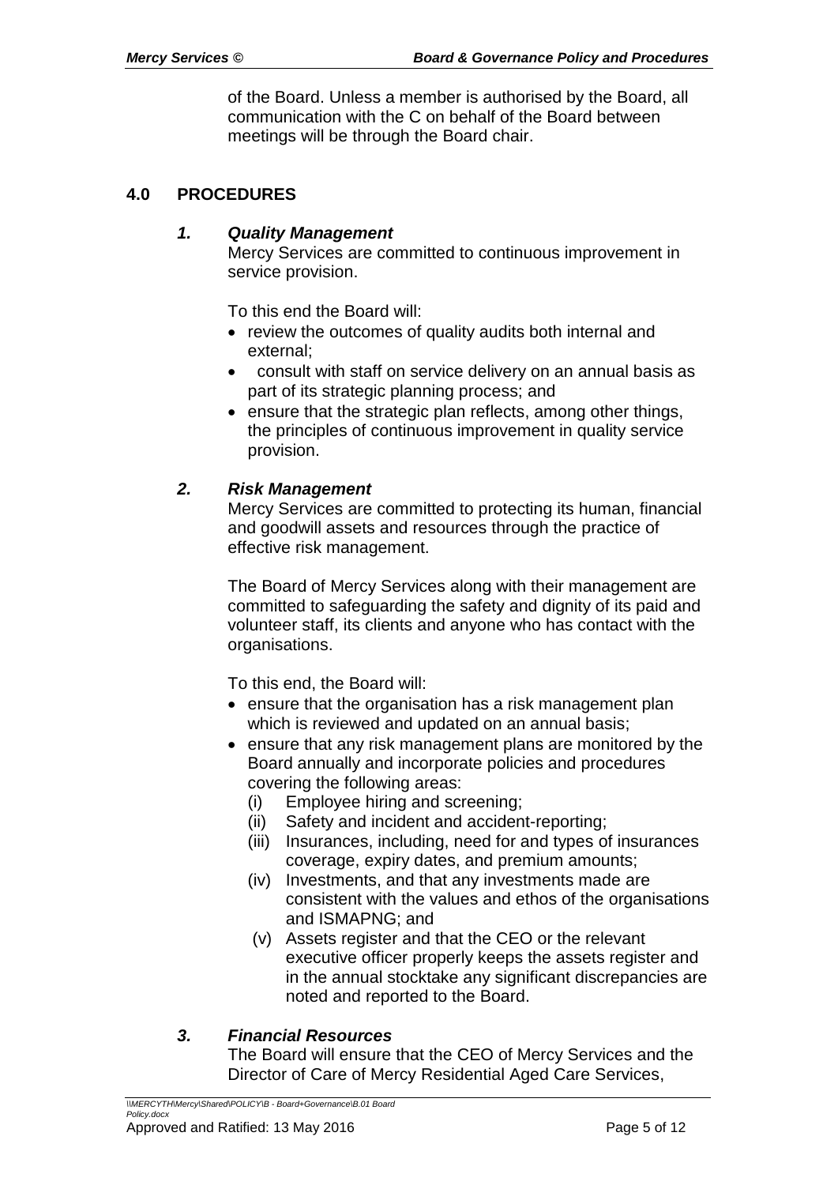of the Board. Unless a member is authorised by the Board, all communication with the C on behalf of the Board between meetings will be through the Board chair.

## 4.0 PROCEDURES

### *1. Quality Management*

Mercy Services are committed to continuous improvement in service provision.

To this end the Board will:

- review the outcomes of quality audits both internal and external;
- consult with staff on service delivery on an annual basis as part of its strategic planning process; and
- ensure that the strategic plan reflects, among other things, the principles of continuous improvement in quality service provision.

### *2. Risk Management*

Mercy Services are committed to protecting its human, financial and goodwill assets and resources through the practice of effective risk management.

The Board of Mercy Services along with their management are committed to safeguarding the safety and dignity of its paid and volunteer staff, its clients and anyone who has contact with the organisations.

To this end, the Board will:

- ensure that the organisation has a risk management plan which is reviewed and updated on an annual basis;
- ensure that any risk management plans are monitored by the Board annually and incorporate policies and procedures covering the following areas:
  - (i) Employee hiring and screening;
  - (ii) Safety and incident and accident-reporting;
  - (iii) Insurances, including, need for and types of insurances coverage, expiry dates, and premium amounts;
  - (iv) Investments, and that any investments made are consistent with the values and ethos of the organisations and ISMAPNG; and
  - (v) Assets register and that the CEO or the relevant executive officer properly keeps the assets register and in the annual stocktake any significant discrepancies are noted and reported to the Board.

### *3. Financial Resources*

The Board will ensure that the CEO of Mercy Services and the Director of Care of Mercy Residential Aged Care Services,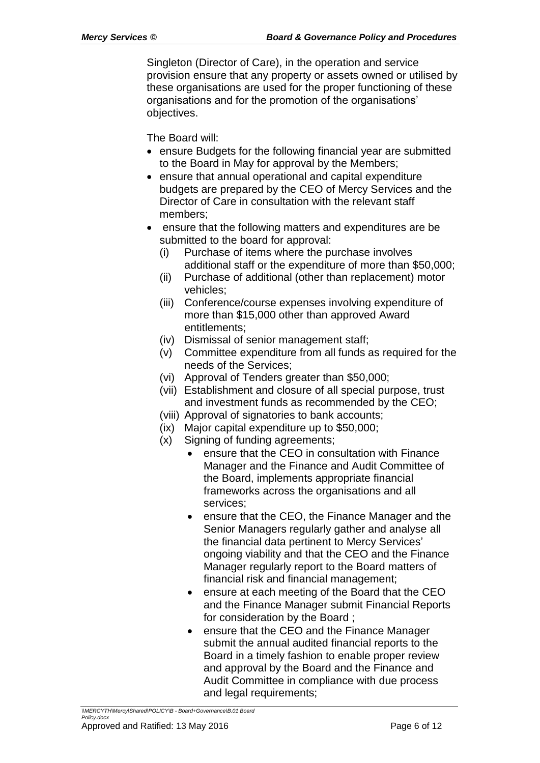Singleton (Director of Care), in the operation and service provision ensure that any property or assets owned or utilised by these organisations are used for the proper functioning of these organisations and for the promotion of the organisations' objectives.

The Board will:

- ensure Budgets for the following financial year are submitted to the Board in May for approval by the Members;
- ensure that annual operational and capital expenditure budgets are prepared by the CEO of Mercy Services and the Director of Care in consultation with the relevant staff members;
- ensure that the following matters and expenditures are be submitted to the board for approval:
  - (i) Purchase of items where the purchase involves additional staff or the expenditure of more than $50,000;
  - (ii) Purchase of additional (other than replacement) motor vehicles;
  - (iii) Conference/course expenses involving expenditure of more than $15,000 other than approved Award entitlements;
  - (iv) Dismissal of senior management staff;
  - (v) Committee expenditure from all funds as required for the needs of the Services;
  - (vi) Approval of Tenders greater than $50,000;
  - (vii) Establishment and closure of all special purpose, trust and investment funds as recommended by the CEO;
  - (viii) Approval of signatories to bank accounts;
  - (ix) Major capital expenditure up to $50,000;
  - (x) Signing of funding agreements;
    - ensure that the CEO in consultation with Finance Manager and the Finance and Audit Committee of the Board, implements appropriate financial frameworks across the organisations and all services;
    - ensure that the CEO, the Finance Manager and the Senior Managers regularly gather and analyse all the financial data pertinent to Mercy Services' ongoing viability and that the CEO and the Finance Manager regularly report to the Board matters of financial risk and financial management;
    - ensure at each meeting of the Board that the CEO and the Finance Manager submit Financial Reports for consideration by the Board ;
    - ensure that the CEO and the Finance Manager submit the annual audited financial reports to the Board in a timely fashion to enable proper review and approval by the Board and the Finance and Audit Committee in compliance with due process and legal requirements;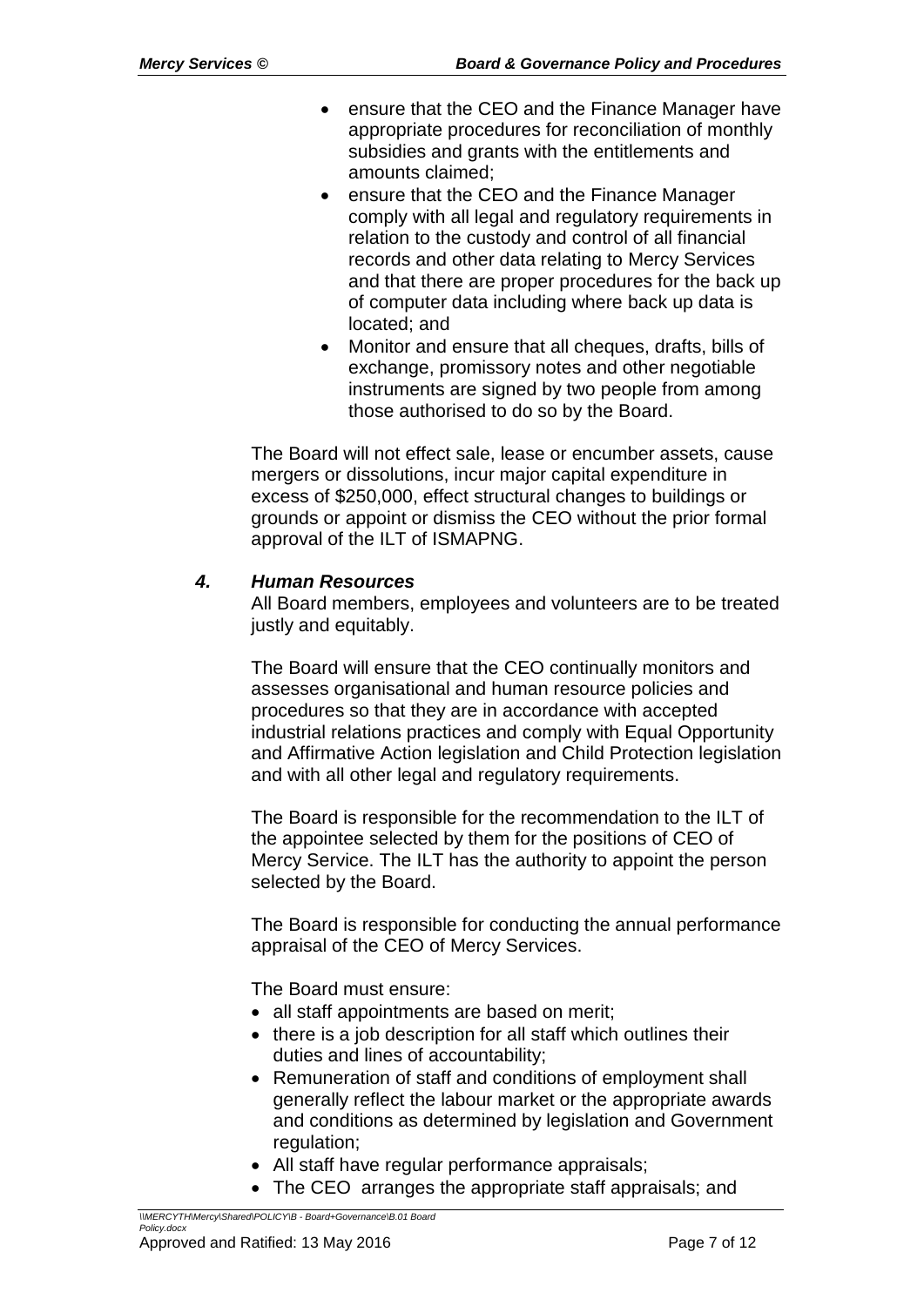- ensure that the CEO and the Finance Manager have appropriate procedures for reconciliation of monthly subsidies and grants with the entitlements and amounts claimed;
- ensure that the CEO and the Finance Manager comply with all legal and regulatory requirements in relation to the custody and control of all financial records and other data relating to Mercy Services and that there are proper procedures for the back up of computer data including where back up data is located; and
- Monitor and ensure that all cheques, drafts, bills of exchange, promissory notes and other negotiable instruments are signed by two people from among those authorised to do so by the Board.

The Board will not effect sale, lease or encumber assets, cause mergers or dissolutions, incur major capital expenditure in excess of $250,000, effect structural changes to buildings or grounds or appoint or dismiss the CEO without the prior formal approval of the ILT of ISMAPNG.

### *4. Human Resources*

All Board members, employees and volunteers are to be treated justly and equitably.

The Board will ensure that the CEO continually monitors and assesses organisational and human resource policies and procedures so that they are in accordance with accepted industrial relations practices and comply with Equal Opportunity and Affirmative Action legislation and Child Protection legislation and with all other legal and regulatory requirements.

The Board is responsible for the recommendation to the ILT of the appointee selected by them for the positions of CEO of Mercy Service. The ILT has the authority to appoint the person selected by the Board.

The Board is responsible for conducting the annual performance appraisal of the CEO of Mercy Services.

The Board must ensure:

- all staff appointments are based on merit;
- there is a job description for all staff which outlines their duties and lines of accountability;
- Remuneration of staff and conditions of employment shall generally reflect the labour market or the appropriate awards and conditions as determined by legislation and Government regulation;
- All staff have regular performance appraisals;
- The CEO arranges the appropriate staff appraisals; and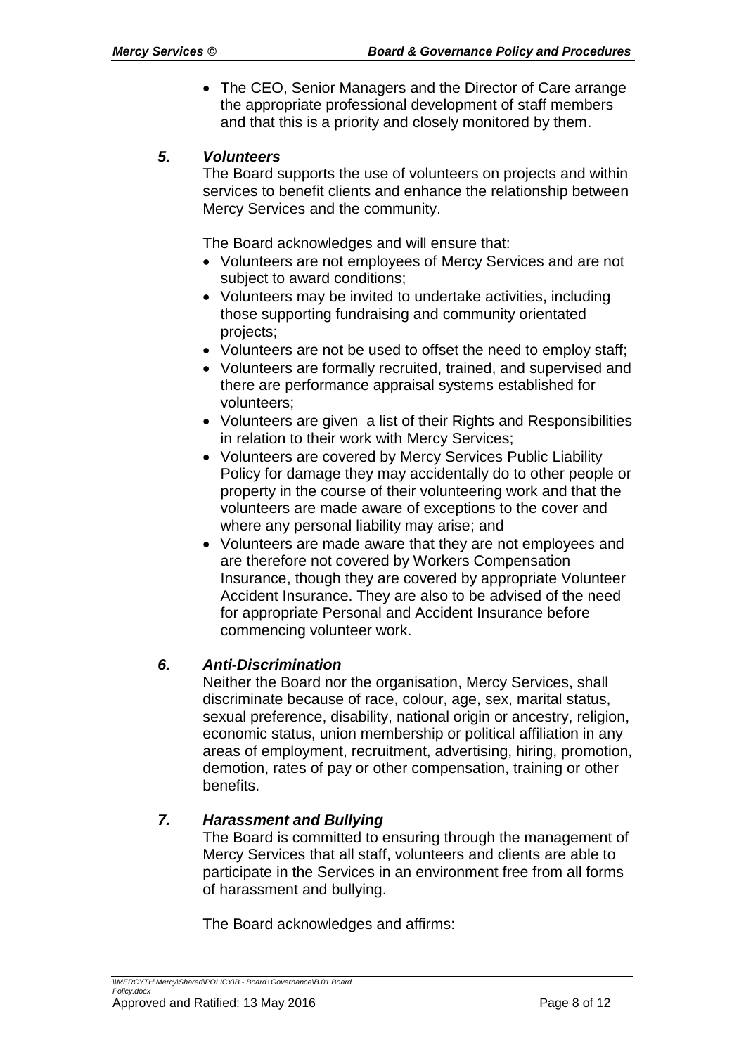- The CEO, Senior Managers and the Director of Care arrange the appropriate professional development of staff members and that this is a priority and closely monitored by them.

### *5. Volunteers*

The Board supports the use of volunteers on projects and within services to benefit clients and enhance the relationship between Mercy Services and the community.

The Board acknowledges and will ensure that:

- Volunteers are not employees of Mercy Services and are not subject to award conditions;
- Volunteers may be invited to undertake activities, including those supporting fundraising and community orientated projects;
- Volunteers are not be used to offset the need to employ staff;
- Volunteers are formally recruited, trained, and supervised and there are performance appraisal systems established for volunteers;
- Volunteers are given a list of their Rights and Responsibilities in relation to their work with Mercy Services;
- Volunteers are covered by Mercy Services Public Liability Policy for damage they may accidentally do to other people or property in the course of their volunteering work and that the volunteers are made aware of exceptions to the cover and where any personal liability may arise; and
- Volunteers are made aware that they are not employees and are therefore not covered by Workers Compensation Insurance, though they are covered by appropriate Volunteer Accident Insurance. They are also to be advised of the need for appropriate Personal and Accident Insurance before commencing volunteer work.

### *6. Anti-Discrimination*

Neither the Board nor the organisation, Mercy Services, shall discriminate because of race, colour, age, sex, marital status, sexual preference, disability, national origin or ancestry, religion, economic status, union membership or political affiliation in any areas of employment, recruitment, advertising, hiring, promotion, demotion, rates of pay or other compensation, training or other benefits.

### *7. Harassment and Bullying*

The Board is committed to ensuring through the management of Mercy Services that all staff, volunteers and clients are able to participate in the Services in an environment free from all forms of harassment and bullying.

The Board acknowledges and affirms: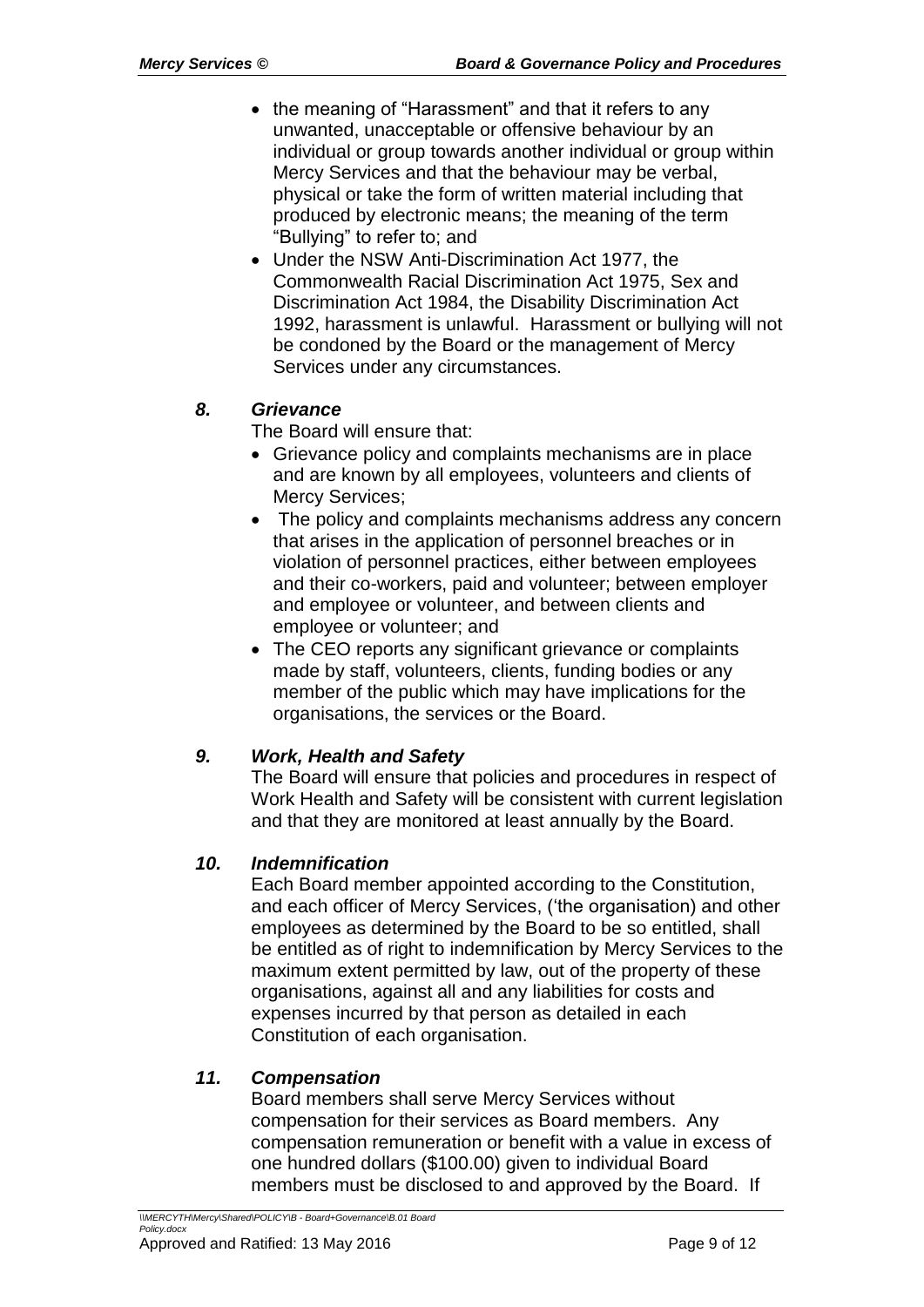- the meaning of "Harassment" and that it refers to any unwanted, unacceptable or offensive behaviour by an individual or group towards another individual or group within Mercy Services and that the behaviour may be verbal, physical or take the form of written material including that produced by electronic means; the meaning of the term "Bullying" to refer to; and
- Under the NSW Anti-Discrimination Act 1977, the Commonwealth Racial Discrimination Act 1975, Sex and Discrimination Act 1984, the Disability Discrimination Act 1992, harassment is unlawful. Harassment or bullying will not be condoned by the Board or the management of Mercy Services under any circumstances.

### *8. Grievance*

The Board will ensure that:

- Grievance policy and complaints mechanisms are in place and are known by all employees, volunteers and clients of Mercy Services;
- The policy and complaints mechanisms address any concern that arises in the application of personnel breaches or in violation of personnel practices, either between employees and their co-workers, paid and volunteer; between employer and employee or volunteer, and between clients and employee or volunteer; and
- The CEO reports any significant grievance or complaints made by staff, volunteers, clients, funding bodies or any member of the public which may have implications for the organisations, the services or the Board.

### *9. Work, Health and Safety*

The Board will ensure that policies and procedures in respect of Work Health and Safety will be consistent with current legislation and that they are monitored at least annually by the Board.

### *10. Indemnification*

Each Board member appointed according to the Constitution, and each officer of Mercy Services, ('the organisation) and other employees as determined by the Board to be so entitled, shall be entitled as of right to indemnification by Mercy Services to the maximum extent permitted by law, out of the property of these organisations, against all and any liabilities for costs and expenses incurred by that person as detailed in each Constitution of each organisation.

### *11. Compensation*

Board members shall serve Mercy Services without compensation for their services as Board members. Any compensation remuneration or benefit with a value in excess of one hundred dollars ($100.00) given to individual Board members must be disclosed to and approved by the Board. If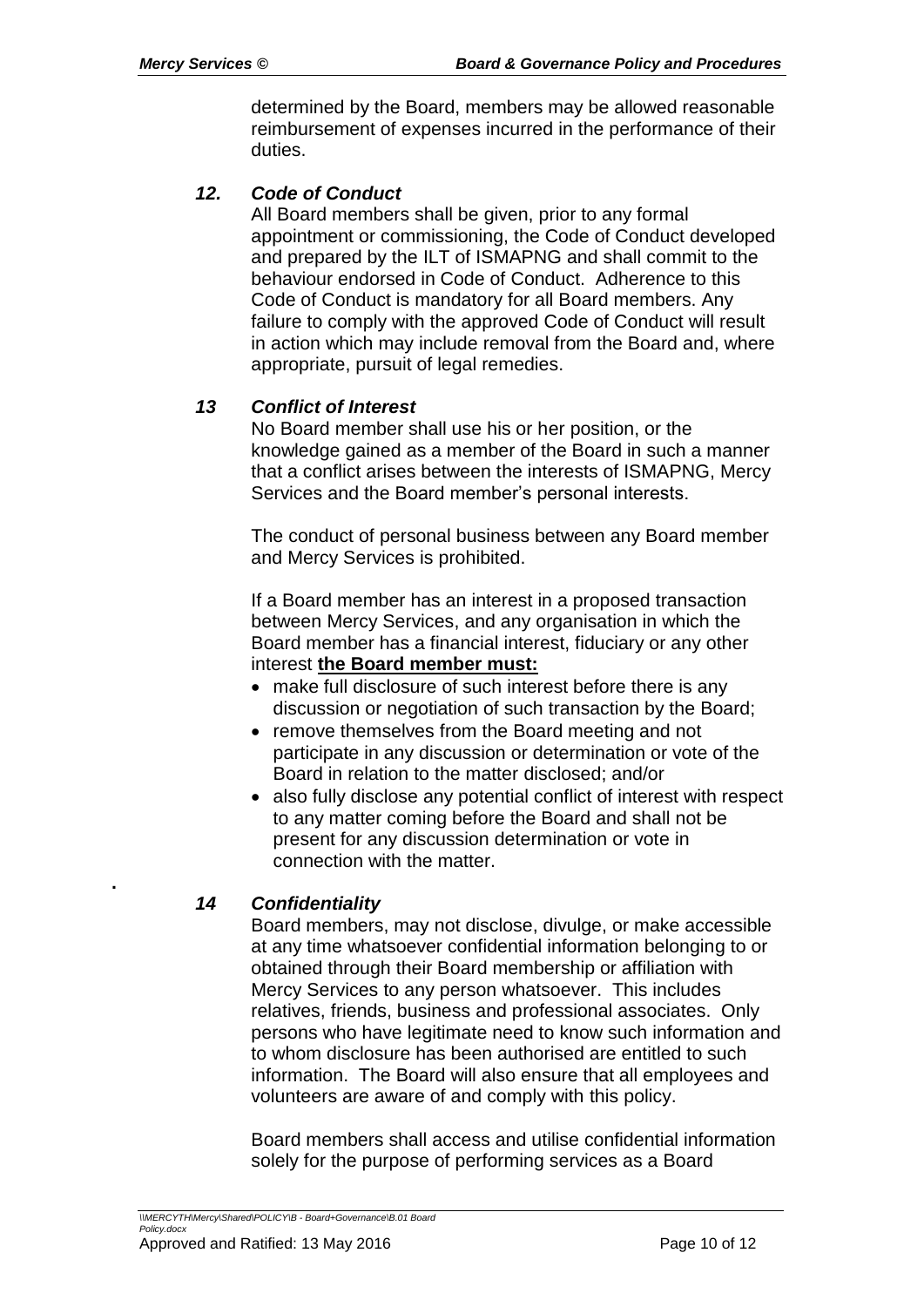determined by the Board, members may be allowed reasonable reimbursement of expenses incurred in the performance of their duties.

### *12. Code of Conduct*

All Board members shall be given, prior to any formal appointment or commissioning, the Code of Conduct developed and prepared by the ILT of ISMAPNG and shall commit to the behaviour endorsed in Code of Conduct. Adherence to this Code of Conduct is mandatory for all Board members. Any failure to comply with the approved Code of Conduct will result in action which may include removal from the Board and, where appropriate, pursuit of legal remedies.

### *13 Conflict of Interest*

No Board member shall use his or her position, or the knowledge gained as a member of the Board in such a manner that a conflict arises between the interests of ISMAPNG, Mercy Services and the Board member's personal interests.

The conduct of personal business between any Board member and Mercy Services is prohibited.

If a Board member has an interest in a proposed transaction between Mercy Services, and any organisation in which the Board member has a financial interest, fiduciary or any other interest **the Board member must:**

- make full disclosure of such interest before there is any discussion or negotiation of such transaction by the Board;
- remove themselves from the Board meeting and not participate in any discussion or determination or vote of the Board in relation to the matter disclosed; and/or
- also fully disclose any potential conflict of interest with respect to any matter coming before the Board and shall not be present for any discussion determination or vote in connection with the matter.

### *14 Confidentiality*

Board members, may not disclose, divulge, or make accessible at any time whatsoever confidential information belonging to or obtained through their Board membership or affiliation with Mercy Services to any person whatsoever. This includes relatives, friends, business and professional associates. Only persons who have legitimate need to know such information and to whom disclosure has been authorised are entitled to such information. The Board will also ensure that all employees and volunteers are aware of and comply with this policy.

Board members shall access and utilise confidential information solely for the purpose of performing services as a Board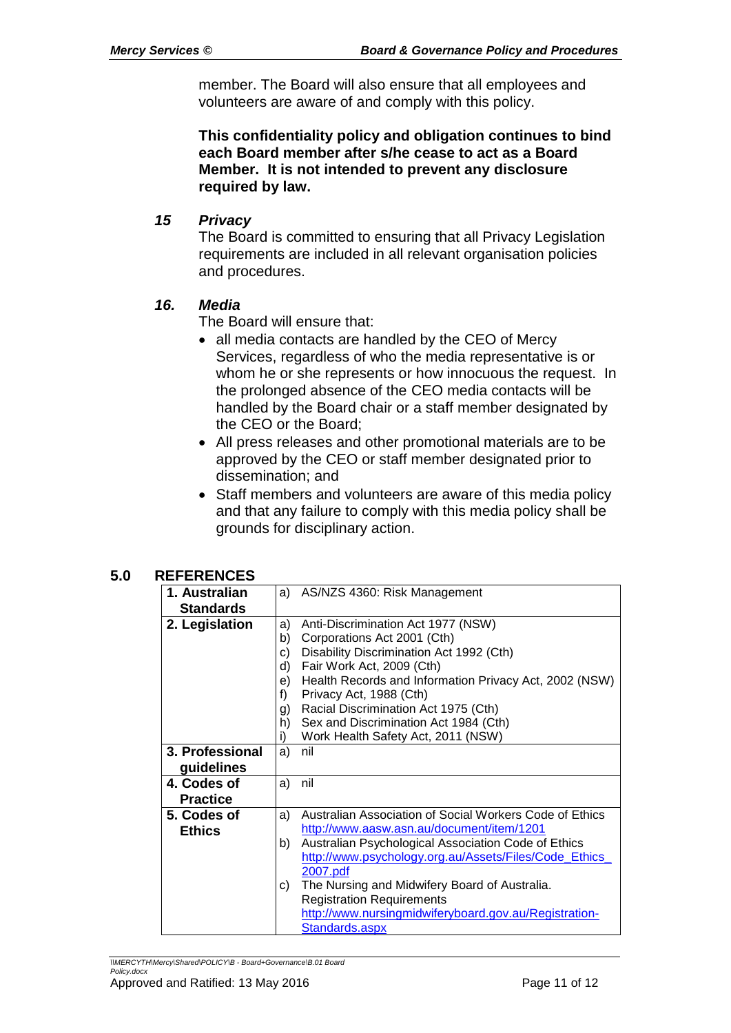member. The Board will also ensure that all employees and volunteers are aware of and comply with this policy.

**This confidentiality policy and obligation continues to bind each Board member after s/he cease to act as a Board Member. It is not intended to prevent any disclosure required by law.**

### *15 Privacy*

The Board is committed to ensuring that all Privacy Legislation requirements are included in all relevant organisation policies and procedures.

### *16. Media*

The Board will ensure that:

- all media contacts are handled by the CEO of Mercy Services, regardless of who the media representative is or whom he or she represents or how innocuous the request. In the prolonged absence of the CEO media contacts will be handled by the Board chair or a staff member designated by the CEO or the Board;
- All press releases and other promotional materials are to be approved by the CEO or staff member designated prior to dissemination; and
- Staff members and volunteers are aware of this media policy and that any failure to comply with this media policy shall be grounds for disciplinary action.

## 5.0 REFERENCES

| | |
|---|---|
| **1. Australian Standards** | a) AS/NZS 4360: Risk Management |
| **2. Legislation** | a) Anti-Discrimination Act 1977 (NSW)<br>b) Corporations Act 2001 (Cth)<br>c) Disability Discrimination Act 1992 (Cth)<br>d) Fair Work Act, 2009 (Cth)<br>e) Health Records and Information Privacy Act, 2002 (NSW)<br>f) Privacy Act, 1988 (Cth)<br>g) Racial Discrimination Act 1975 (Cth)<br>h) Sex and Discrimination Act 1984 (Cth)<br>i) Work Health Safety Act, 2011 (NSW) |
| **3. Professional guidelines** | a) nil |
| **4. Codes of Practice** | a) nil |
| **5. Codes of Ethics** | a) Australian Association of Social Workers Code of Ethics http://www.aasw.asn.au/document/item/1201<br>b) Australian Psychological Association Code of Ethics http://www.psychology.org.au/Assets/Files/Code_Ethics_2007.pdf<br>c) The Nursing and Midwifery Board of Australia. Registration Requirements http://www.nursingmidwiferyboard.gov.au/Registration-Standards.aspx |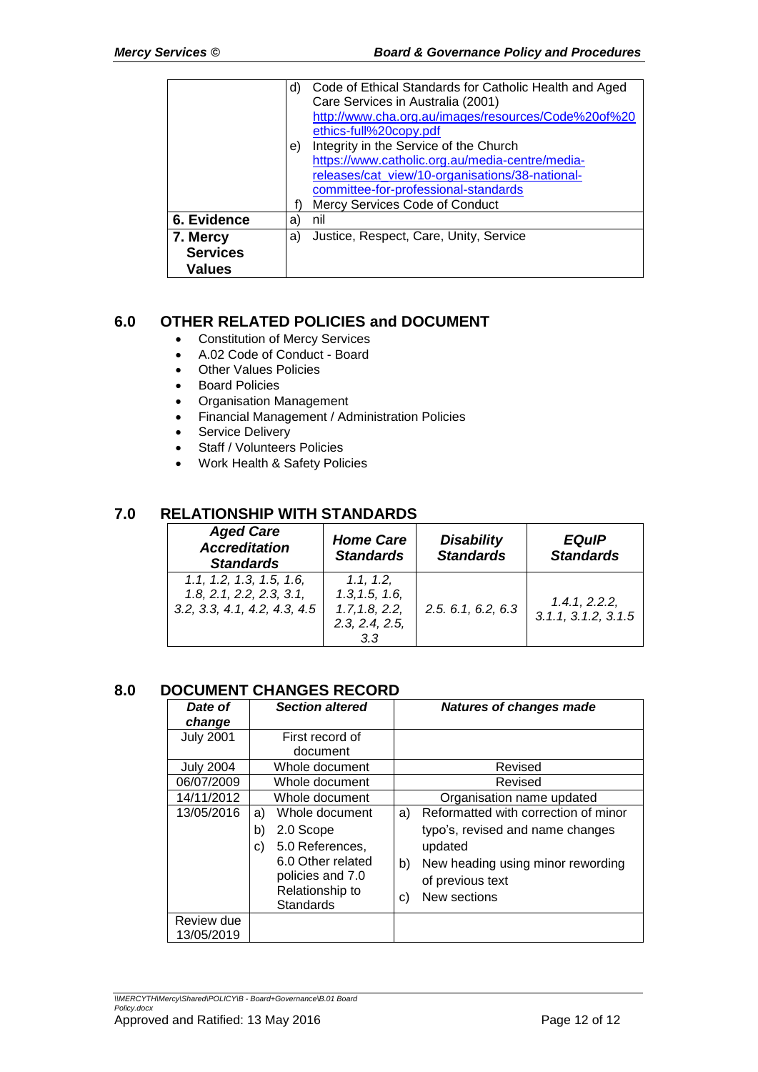| | |
|---|---|
| | d) Code of Ethical Standards for Catholic Health and Aged Care Services in Australia (2001) http://www.cha.org.au/images/resources/Code%20of%20ethics-full%20copy.pdf<br>e) Integrity in the Service of the Church https://www.catholic.org.au/media-centre/media-releases/cat_view/10-organisations/38-national-committee-for-professional-standards<br>f) Mercy Services Code of Conduct |
| **6. Evidence** | a) nil |
| **7. Mercy Services Values** | a) Justice, Respect, Care, Unity, Service |

## 6.0 OTHER RELATED POLICIES and DOCUMENT

- Constitution of Mercy Services
- A.02 Code of Conduct - Board
- Other Values Policies
- Board Policies
- Organisation Management
- Financial Management / Administration Policies
- Service Delivery
- Staff / Volunteers Policies
- Work Health & Safety Policies

## 7.0 RELATIONSHIP WITH STANDARDS

| ***Aged Care Accreditation Standards*** | ***Home Care Standards*** | ***Disability Standards*** | ***EQuIP Standards*** |
|---|---|---|---|
| *1.1, 1.2, 1.3, 1.5, 1.6, 1.8, 2.1, 2.2, 2.3, 3.1, 3.2, 3.3, 4.1, 4.2, 4.3, 4.5* | *1.1, 1.2, 1.3,1.5, 1.6, 1.7,1.8, 2.2, 2.3, 2.4, 2.5, 3.3* | *2.5. 6.1, 6.2, 6.3* | *1.4.1, 2.2.2, 3.1.1, 3.1.2, 3.1.5* |

## 8.0 DOCUMENT CHANGES RECORD

| ***Date of change*** | ***Section altered*** | ***Natures of changes made*** |
|---|---|---|
| July 2001 | First record of document | |
| July 2004 | Whole document | Revised |
| 06/07/2009 | Whole document | Revised |
| 14/11/2012 | Whole document | Organisation name updated |
| 13/05/2016 | a) Whole document<br>b) 2.0 Scope<br>c) 5.0 References, 6.0 Other related policies and 7.0 Relationship to Standards | a) Reformatted with correction of minor typo's, revised and name changes updated<br>b) New heading using minor rewording of previous text<br>c) New sections |
| Review due 13/05/2019 | | |